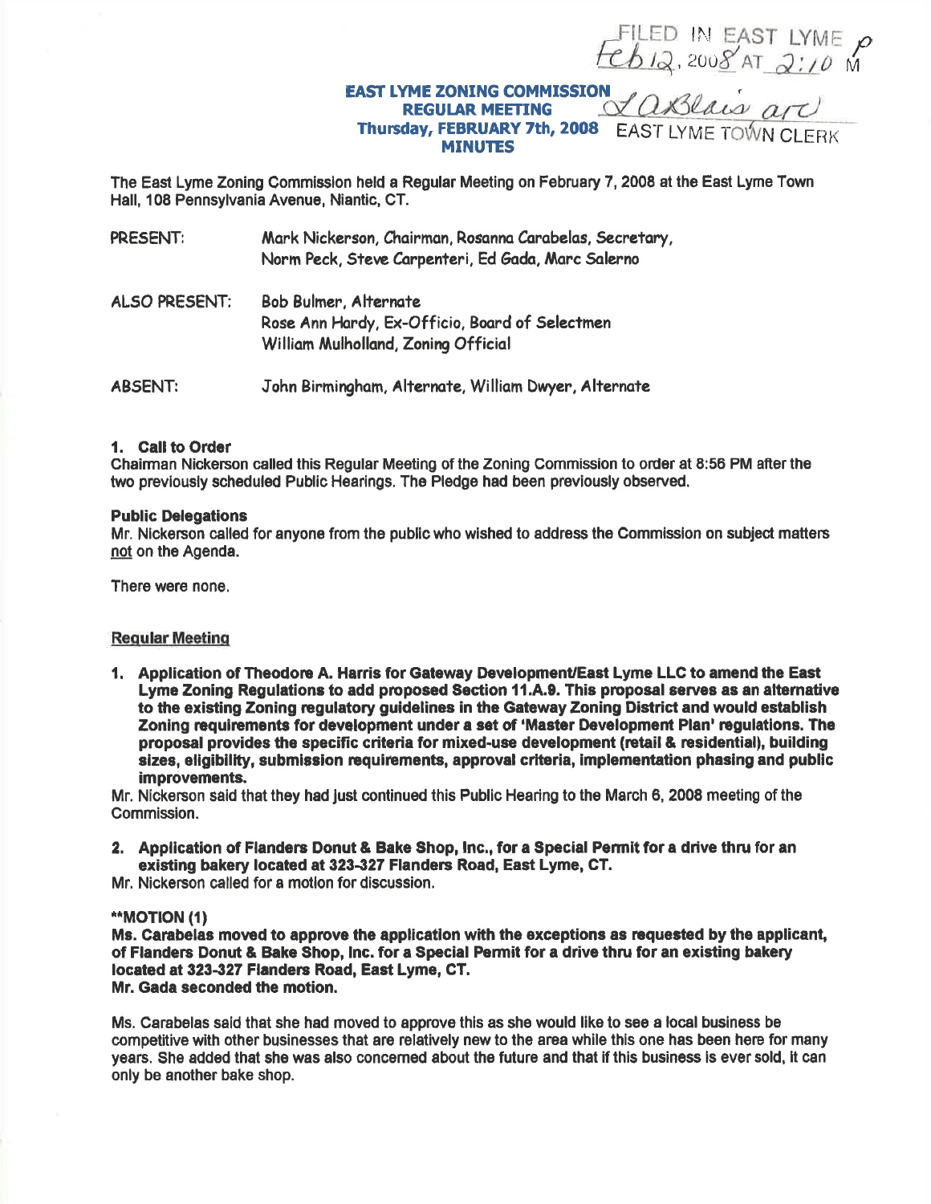FILED IN EAST LYME
Feb 12, 2008 AT 2:10 PM
LaBlais asst
EAST LYME TOWN CLERK

# EAST LYME ZONING COMMISSION
## REGULAR MEETING
## Thursday, FEBRUARY 7th, 2008
## MINUTES

The East Lyme Zoning Commission held a Regular Meeting on February 7, 2008 at the East Lyme Town Hall, 108 Pennsylvania Avenue, Niantic, CT.

PRESENT: Mark Nickerson, Chairman, Rosanna Carabelas, Secretary, Norm Peck, Steve Carpenteri, Ed Gada, Marc Salerno

ALSO PRESENT: Bob Bulmer, Alternate
Rose Ann Hardy, Ex-Officio, Board of Selectmen
William Mulholland, Zoning Official

ABSENT: John Birmingham, Alternate, William Dwyer, Alternate

**1. Call to Order**

Chairman Nickerson called this Regular Meeting of the Zoning Commission to order at 8:56 PM after the two previously scheduled Public Hearings. The Pledge had been previously observed.

**Public Delegations**

Mr. Nickerson called for anyone from the public who wished to address the Commission on subject matters not on the Agenda.

There were none.

**Regular Meeting**

1. **Application of Theodore A. Harris for Gateway Development/East Lyme LLC to amend the East Lyme Zoning Regulations to add proposed Section 11.A.9. This proposal serves as an alternative to the existing Zoning regulatory guidelines in the Gateway Zoning District and would establish Zoning requirements for development under a set of 'Master Development Plan' regulations. The proposal provides the specific criteria for mixed-use development (retail & residential), building sizes, eligibility, submission requirements, approval criteria, implementation phasing and public improvements.**

Mr. Nickerson said that they had just continued this Public Hearing to the March 6, 2008 meeting of the Commission.

2. **Application of Flanders Donut & Bake Shop, Inc., for a Special Permit for a drive thru for an existing bakery located at 323-327 Flanders Road, East Lyme, CT.**

Mr. Nickerson called for a motion for discussion.

**\*\*MOTION (1)**
**Ms. Carabelas moved to approve the application with the exceptions as requested by the applicant, of Flanders Donut & Bake Shop, Inc. for a Special Permit for a drive thru for an existing bakery located at 323-327 Flanders Road, East Lyme, CT.**
**Mr. Gada seconded the motion.**

Ms. Carabelas said that she had moved to approve this as she would like to see a local business be competitive with other businesses that are relatively new to the area while this one has been here for many years. She added that she was also concerned about the future and that if this business is ever sold, it can only be another bake shop.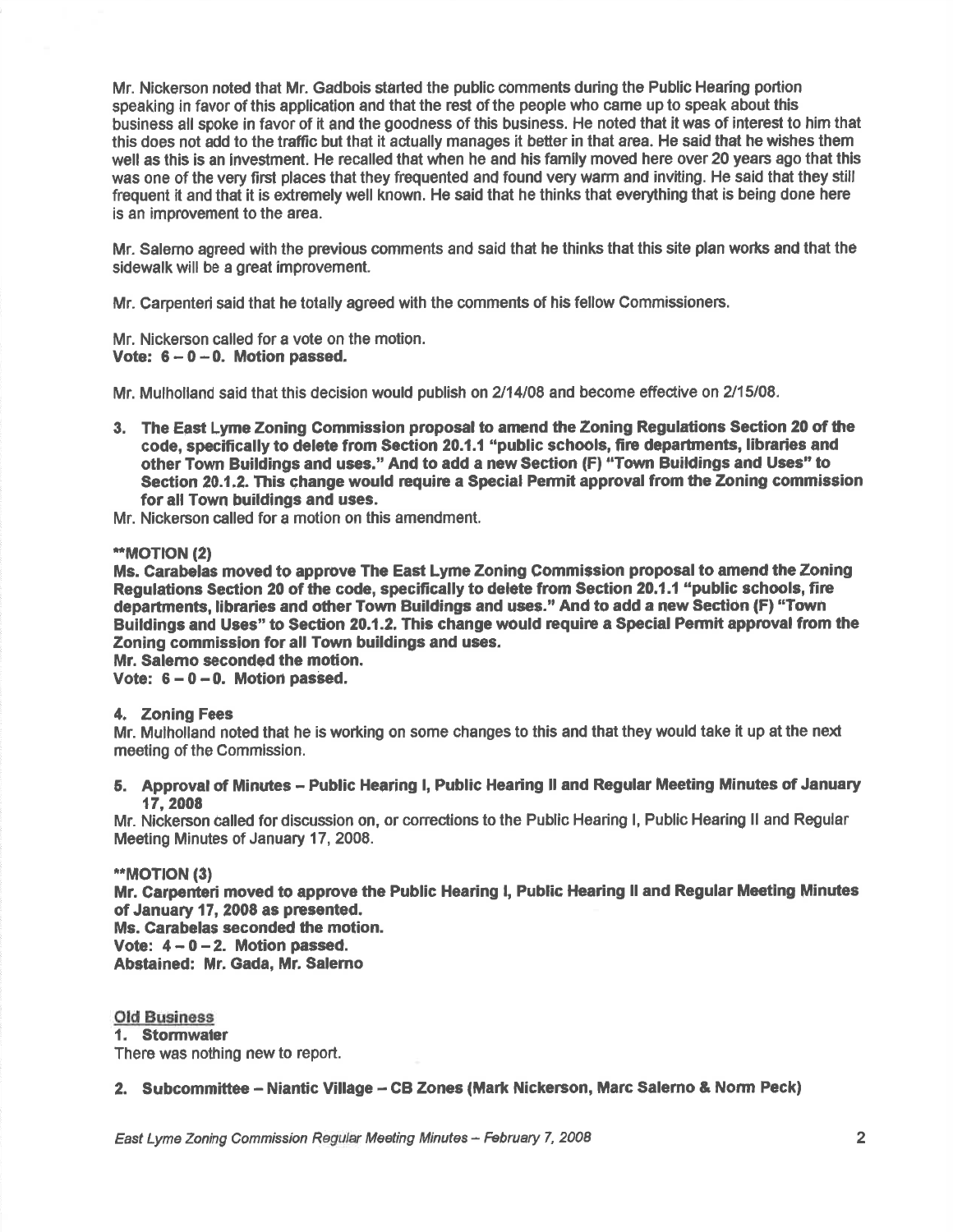Mr. Nickerson noted that Mr. Gadbois started the public comments during the Public Hearing portion speaking in favor of this application and that the rest of the people who came up to speak about this business all spoke in favor of it and the goodness of this business. He noted that it was of interest to him that this does not add to the traffic but that it actually manages it better in that area. He said that he wishes them well as this is an investment. He recalled that when he and his family moved here over 20 years ago that this was one of the very first places that they frequented and found very warm and inviting. He said that they still frequent it and that it is extremely well known. He said that he thinks that everything that is being done here is an improvement to the area.

Mr. Salerno agreed with the previous comments and said that he thinks that this site plan works and that the sidewalk will be a great improvement.

Mr. Carpenteri said that he totally agreed with the comments of his fellow Commissioners.

Mr. Nickerson called for a vote on the motion.
**Vote: 6 – 0 – 0. Motion passed.**

Mr. Mulholland said that this decision would publish on 2/14/08 and become effective on 2/15/08.

3. **The East Lyme Zoning Commission proposal to amend the Zoning Regulations Section 20 of the code, specifically to delete from Section 20.1.1 "public schools, fire departments, libraries and other Town Buildings and uses." And to add a new Section (F) "Town Buildings and Uses" to Section 20.1.2. This change would require a Special Permit approval from the Zoning commission for all Town buildings and uses.**

Mr. Nickerson called for a motion on this amendment.

**\*\*MOTION (2)**
**Ms. Carabelas moved to approve The East Lyme Zoning Commission proposal to amend the Zoning Regulations Section 20 of the code, specifically to delete from Section 20.1.1 "public schools, fire departments, libraries and other Town Buildings and uses." And to add a new Section (F) "Town Buildings and Uses" to Section 20.1.2. This change would require a Special Permit approval from the Zoning commission for all Town buildings and uses.**
**Mr. Salerno seconded the motion.**
**Vote: 6 – 0 – 0. Motion passed.**

4. **Zoning Fees**

Mr. Mulholland noted that he is working on some changes to this and that they would take it up at the next meeting of the Commission.

5. **Approval of Minutes – Public Hearing I, Public Hearing II and Regular Meeting Minutes of January 17, 2008**

Mr. Nickerson called for discussion on, or corrections to the Public Hearing I, Public Hearing II and Regular Meeting Minutes of January 17, 2008.

**\*\*MOTION (3)**
**Mr. Carpenteri moved to approve the Public Hearing I, Public Hearing II and Regular Meeting Minutes of January 17, 2008 as presented.**
**Ms. Carabelas seconded the motion.**
**Vote: 4 – 0 – 2. Motion passed.**
**Abstained: Mr. Gada, Mr. Salerno**

**Old Business**

1. **Stormwater**

There was nothing new to report.

2. **Subcommittee – Niantic Village – CB Zones (Mark Nickerson, Marc Salerno & Norm Peck)**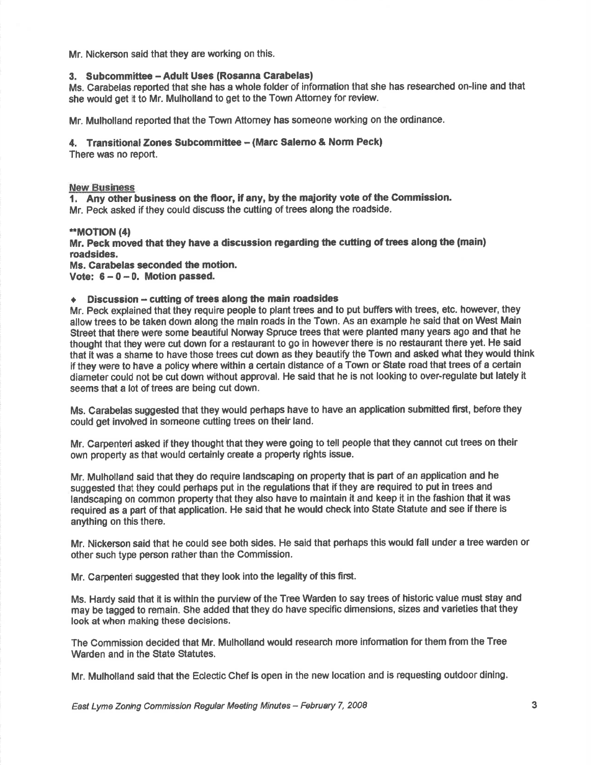Mr. Nickerson said that they are working on this.

**3. Subcommittee – Adult Uses (Rosanna Carabelas)**

Ms. Carabelas reported that she has a whole folder of information that she has researched on-line and that she would get it to Mr. Mulholland to get to the Town Attorney for review.

Mr. Mulholland reported that the Town Attorney has someone working on the ordinance.

**4. Transitional Zones Subcommittee – (Marc Salerno & Norm Peck)**

There was no report.

New Business

**1. Any other business on the floor, if any, by the majority vote of the Commission.**

Mr. Peck asked if they could discuss the cutting of trees along the roadside.

****MOTION (4)**

**Mr. Peck moved that they have a discussion regarding the cutting of trees along the (main) roadsides.**

**Ms. Carabelas seconded the motion.**

**Vote: 6 – 0 – 0. Motion passed.**

- **Discussion – cutting of trees along the main roadsides**

Mr. Peck explained that they require people to plant trees and to put buffers with trees, etc. however, they allow trees to be taken down along the main roads in the Town. As an example he said that on West Main Street that there were some beautiful Norway Spruce trees that were planted many years ago and that he thought that they were cut down for a restaurant to go in however there is no restaurant there yet. He said that it was a shame to have those trees cut down as they beautify the Town and asked what they would think if they were to have a policy where within a certain distance of a Town or State road that trees of a certain diameter could not be cut down without approval. He said that he is not looking to over-regulate but lately it seems that a lot of trees are being cut down.

Ms. Carabelas suggested that they would perhaps have to have an application submitted first, before they could get involved in someone cutting trees on their land.

Mr. Carpenteri asked if they thought that they were going to tell people that they cannot cut trees on their own property as that would certainly create a property rights issue.

Mr. Mulholland said that they do require landscaping on property that is part of an application and he suggested that they could perhaps put in the regulations that if they are required to put in trees and landscaping on common property that they also have to maintain it and keep it in the fashion that it was required as a part of that application. He said that he would check into State Statute and see if there is anything on this there.

Mr. Nickerson said that he could see both sides. He said that perhaps this would fall under a tree warden or other such type person rather than the Commission.

Mr. Carpenteri suggested that they look into the legality of this first.

Ms. Hardy said that it is within the purview of the Tree Warden to say trees of historic value must stay and may be tagged to remain. She added that they do have specific dimensions, sizes and varieties that they look at when making these decisions.

The Commission decided that Mr. Mulholland would research more information for them from the Tree Warden and in the State Statutes.

Mr. Mulholland said that the Eclectic Chef is open in the new location and is requesting outdoor dining.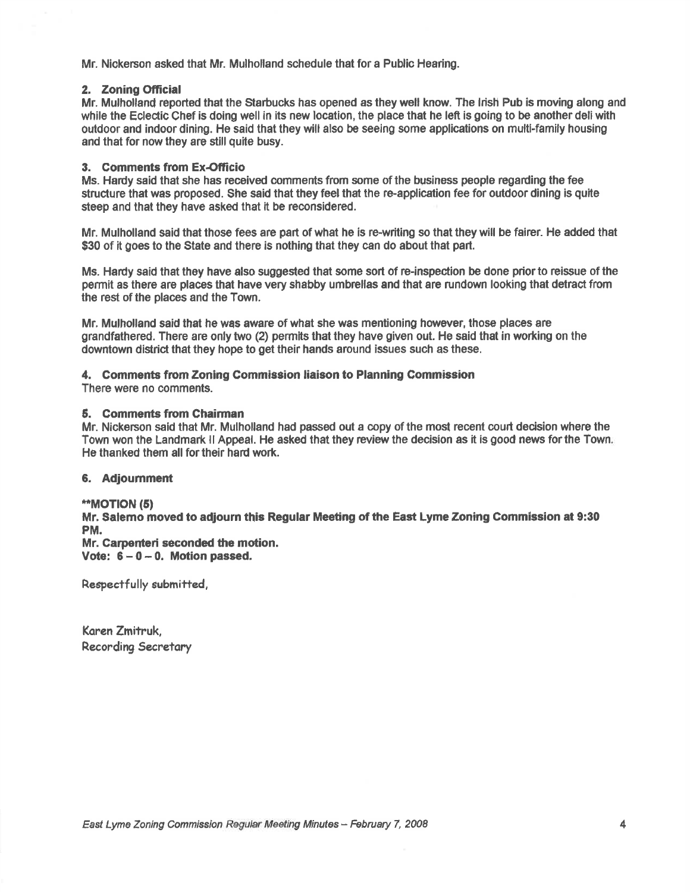Mr. Nickerson asked that Mr. Mulholland schedule that for a Public Hearing.

### 2. Zoning Official

Mr. Mulholland reported that the Starbucks has opened as they well know. The Irish Pub is moving along and while the Eclectic Chef is doing well in its new location, the place that he left is going to be another deli with outdoor and indoor dining. He said that they will also be seeing some applications on multi-family housing and that for now they are still quite busy.

### 3. Comments from Ex-Officio

Ms. Hardy said that she has received comments from some of the business people regarding the fee structure that was proposed. She said that they feel that the re-application fee for outdoor dining is quite steep and that they have asked that it be reconsidered.

Mr. Mulholland said that those fees are part of what he is re-writing so that they will be fairer. He added that $30 of it goes to the State and there is nothing that they can do about that part.

Ms. Hardy said that they have also suggested that some sort of re-inspection be done prior to reissue of the permit as there are places that have very shabby umbrellas and that are rundown looking that detract from the rest of the places and the Town.

Mr. Mulholland said that he was aware of what she was mentioning however, those places are grandfathered. There are only two (2) permits that they have given out. He said that in working on the downtown district that they hope to get their hands around issues such as these.

### 4. Comments from Zoning Commission liaison to Planning Commission

There were no comments.

### 5. Comments from Chairman

Mr. Nickerson said that Mr. Mulholland had passed out a copy of the most recent court decision where the Town won the Landmark II Appeal. He asked that they review the decision as it is good news for the Town. He thanked them all for their hard work.

### 6. Adjournment

****MOTION (5)**
**Mr. Salerno moved to adjourn this Regular Meeting of the East Lyme Zoning Commission at 9:30 PM.**
**Mr. Carpenteri seconded the motion.**
**Vote: 6 – 0 – 0. Motion passed.**

Respectfully submitted,

Karen Zmitruk,
Recording Secretary